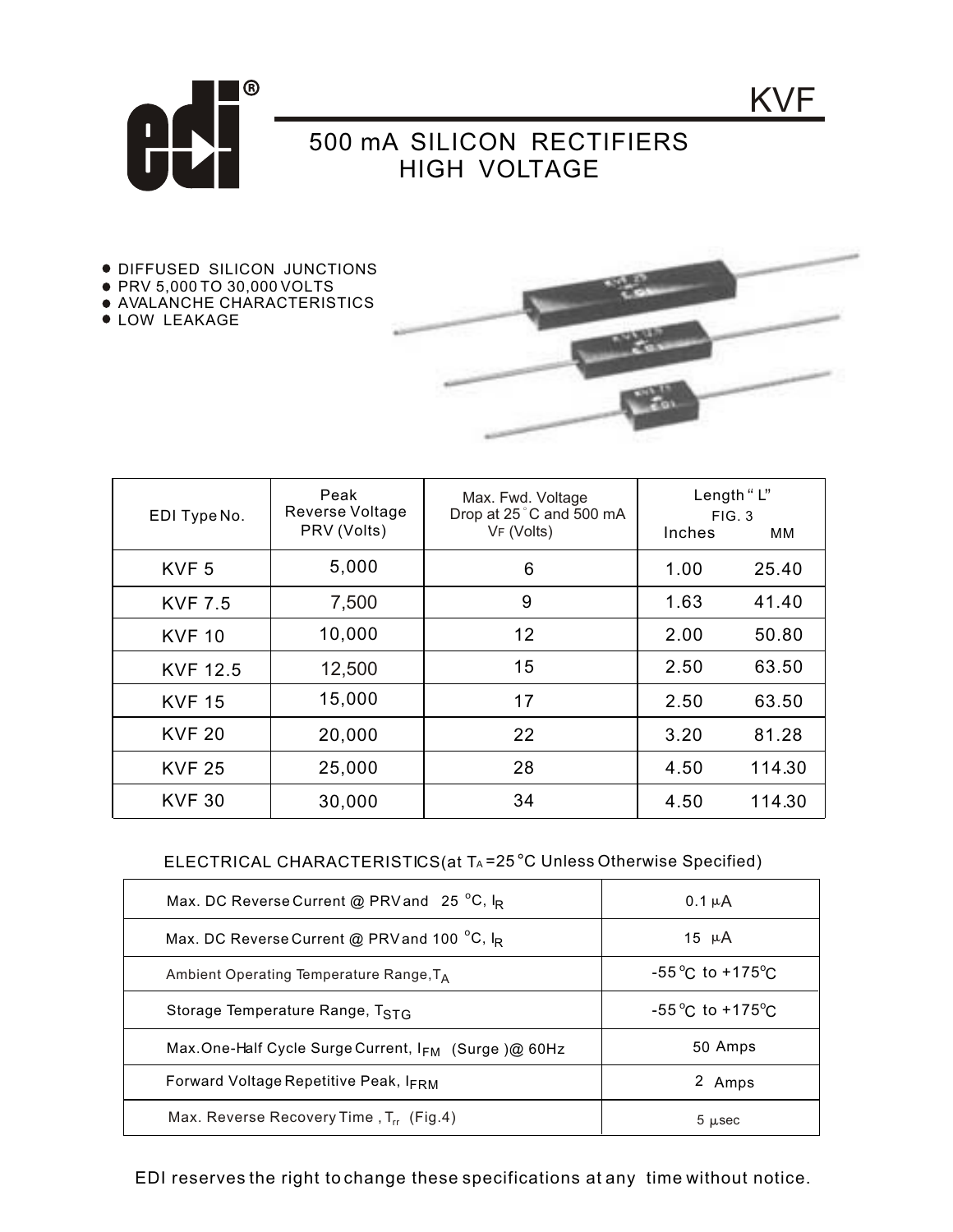# KVF

## 500 mA SILICON RECTIFIERS HIGH VOLTAGE

- DIFFUSED SILICON JUNCTIONS
- PRV 5,000 TO 30,000 VOLTS
- AVALANCHE CHARACTERISTICS
- LOW LEAKAGE

| EDI Type No. | Peak Reverse Voltage PRV (Volts) | Max. Fwd. Voltage Drop at 25°C and 500 mA $V_F$ (Volts) | Length "L" FIG. 3 Inches | MM |
|---|---|---|---|---|
| KVF 5 | 5,000 | 6 | 1.00 | 25.40 |
| KVF 7.5 | 7,500 | 9 | 1.63 | 41.40 |
| KVF 10 | 10,000 | 12 | 2.00 | 50.80 |
| KVF 12.5 | 12,500 | 15 | 2.50 | 63.50 |
| KVF 15 | 15,000 | 17 | 2.50 | 63.50 |
| KVF 20 | 20,000 | 22 | 3.20 | 81.28 |
| KVF 25 | 25,000 | 28 | 4.50 | 114.30 |
| KVF 30 | 30,000 | 34 | 4.50 | 114.30 |

ELECTRICAL CHARACTERISTICS(at $T_A$ =25°C Unless Otherwise Specified)

| Parameter | Value |
|---|---|
| Max. DC Reverse Current @ PRV and 25 °C, $I_R$ | 0.1 µA |
| Max. DC Reverse Current @ PRV and 100 °C, $I_R$ | 15 µA |
| Ambient Operating Temperature Range, $T_A$ | -55°C to +175°C |
| Storage Temperature Range, $T_{STG}$ | -55°C to +175°C |
| Max. One-Half Cycle Surge Current, $I_{FM}$ (Surge) @ 60Hz | 50 Amps |
| Forward Voltage Repetitive Peak, $I_{FRM}$ | 2 Amps |
| Max. Reverse Recovery Time, $T_{rr}$ (Fig.4) | 5 µsec |

EDI reserves the right to change these specifications at any time without notice.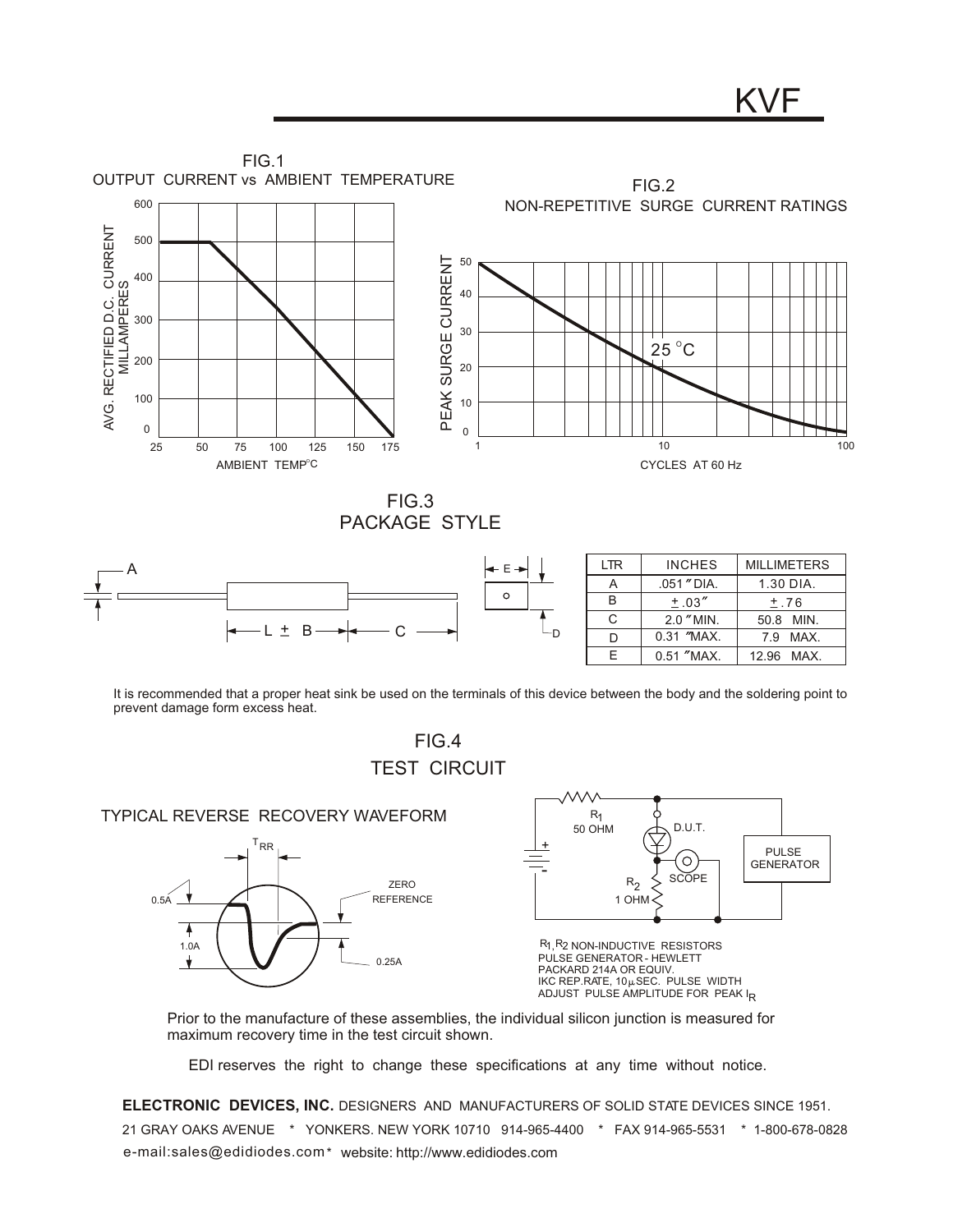# KVF

FIG.1
OUTPUT CURRENT vs AMBIENT TEMPERATURE

AVG. RECTIFIED D.C. CURRENT MILLAMPERES

600
500
400
300
200
100
0

25 50 75 100 125 150 175

AMBIENT TEMP°C

FIG.2
NON-REPETITIVE SURGE CURRENT RATINGS

PEAK SURGE CURRENT

50
40
30
20
10
0

25 °C

1 10 100

CYCLES AT 60 Hz

FIG.3
PACKAGE STYLE

A

L ± B

C

E

D

| LTR | INCHES | MILLIMETERS |
|---|---|---|
| A | .051″ DIA. | 1.30 DIA. |
| B | ± .03″ | ± .76 |
| C | 2.0″ MIN. | 50.8 MIN. |
| D | 0.31 ″MAX. | 7.9 MAX. |
| E | 0.51 ″MAX. | 12.96 MAX. |

It is recommended that a proper heat sink be used on the terminals of this device between the body and the soldering point to prevent damage form excess heat.

FIG.4
TEST CIRCUIT

TYPICAL REVERSE RECOVERY WAVEFORM

$T_{RR}$

0.5A

1.0A

ZERO REFERENCE

0.25A

$R_1$ 50 OHM

D.U.T.

SCOPE

$R_2$ 1 OHM

PULSE GENERATOR

$R_1$,$R_2$ NON-INDUCTIVE RESISTORS
PULSE GENERATOR - HEWLETT PACKARD 214A OR EQUIV.
IKC REP.RATE, 10μSEC. PULSE WIDTH
ADJUST PULSE AMPLITUDE FOR PEAK $I_R$

Prior to the manufacture of these assemblies, the individual silicon junction is measured for maximum recovery time in the test circuit shown.

EDI reserves the right to change these specifications at any time without notice.

**ELECTRONIC DEVICES, INC.** DESIGNERS AND MANUFACTURERS OF SOLID STATE DEVICES SINCE 1951.
21 GRAY OAKS AVENUE * YONKERS. NEW YORK 10710 914-965-4400 * FAX 914-965-5531 * 1-800-678-0828
e-mail:sales@edidiodes.com * website: http://www.edidiodes.com